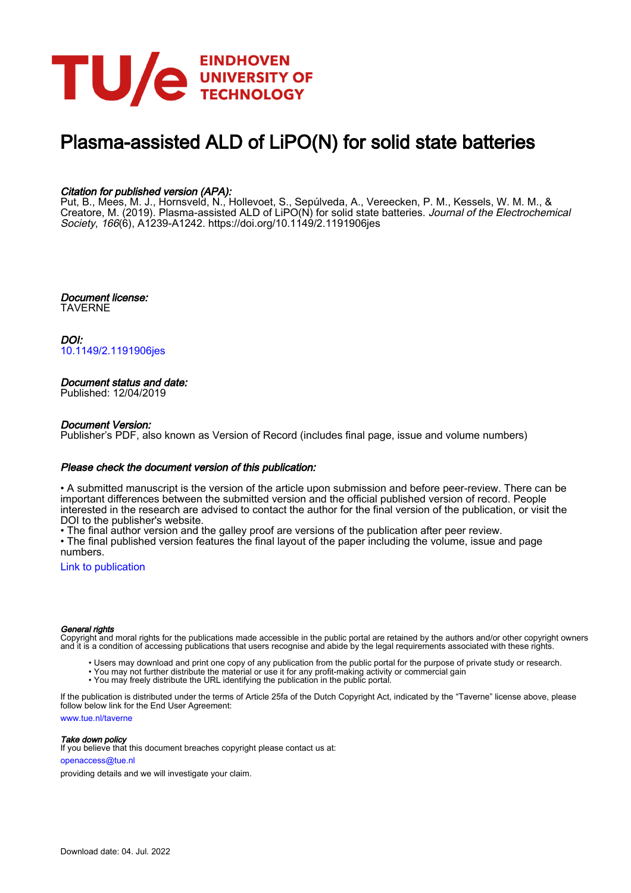# Plasma-assisted ALD of LiPO(N) for solid state batteries

### *Citation for published version (APA):*

Put, B., Mees, M. J., Hornsveld, N., Hollevoet, S., Sepúlveda, A., Vereecken, P. M., Kessels, W. M. M., & Creatore, M. (2019). Plasma-assisted ALD of LiPO(N) for solid state batteries. *Journal of the Electrochemical Society*, *166*(6), A1239-A1242. https://doi.org/10.1149/2.1191906jes

### *Document license:*

TAVERNE

### *DOI:*

10.1149/2.1191906jes

### *Document status and date:*

Published: 12/04/2019

### *Document Version:*

Publisher's PDF, also known as Version of Record (includes final page, issue and volume numbers)

### *Please check the document version of this publication:*

• A submitted manuscript is the version of the article upon submission and before peer-review. There can be important differences between the submitted version and the official published version of record. People interested in the research are advised to contact the author for the final version of the publication, or visit the DOI to the publisher's website.
• The final author version and the galley proof are versions of the publication after peer review.
• The final published version features the final layout of the paper including the volume, issue and page numbers.

Link to publication

#### *General rights*

Copyright and moral rights for the publications made accessible in the public portal are retained by the authors and/or other copyright owners and it is a condition of accessing publications that users recognise and abide by the legal requirements associated with these rights.

- Users may download and print one copy of any publication from the public portal for the purpose of private study or research.
- You may not further distribute the material or use it for any profit-making activity or commercial gain
- You may freely distribute the URL identifying the publication in the public portal.

If the publication is distributed under the terms of Article 25fa of the Dutch Copyright Act, indicated by the "Taverne" license above, please follow below link for the End User Agreement:

www.tue.nl/taverne

#### *Take down policy*

If you believe that this document breaches copyright please contact us at:

openaccess@tue.nl

providing details and we will investigate your claim.

Download date: 04. Jul. 2022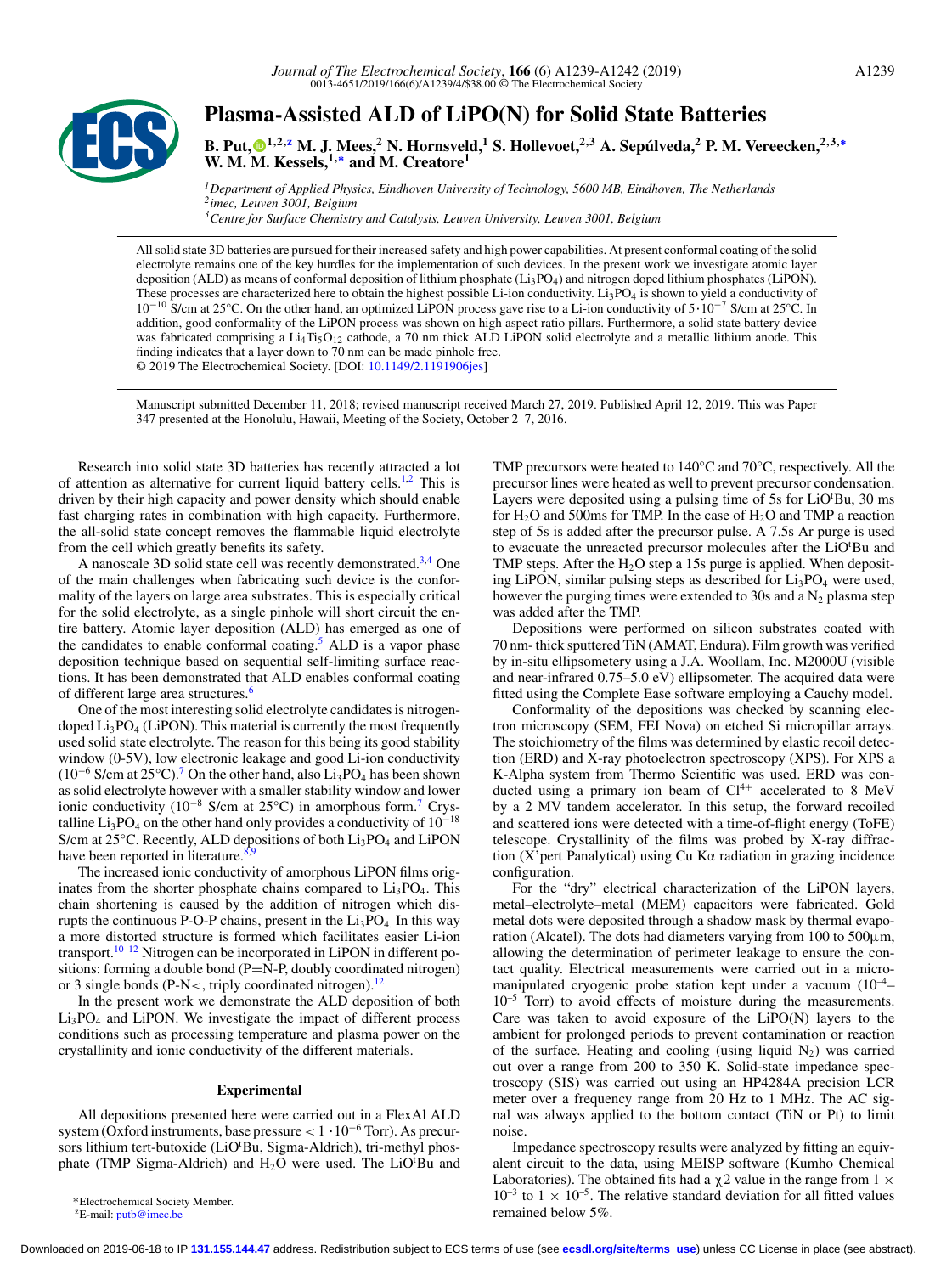# Plasma-Assisted ALD of LiPO(N) for Solid State Batteries

**B. Put,[1,2,z] M. J. Mees,[2] N. Hornsveld,[1] S. Hollevoet,[2,3] A. Sepúlveda,[2] P. M. Vereecken,[2,3,*] W. M. M. Kessels,[1,*] and M. Creatore[1]**

[1]*Department of Applied Physics, Eindhoven University of Technology, 5600 MB, Eindhoven, The Netherlands*
[2]*imec, Leuven 3001, Belgium*
[3]*Centre for Surface Chemistry and Catalysis, Leuven University, Leuven 3001, Belgium*

All solid state 3D batteries are pursued for their increased safety and high power capabilities. At present conformal coating of the solid electrolyte remains one of the key hurdles for the implementation of such devices. In the present work we investigate atomic layer deposition (ALD) as means of conformal deposition of lithium phosphate ($Li_3PO_4$) and nitrogen doped lithium phosphates (LiPON). These processes are characterized here to obtain the highest possible Li-ion conductivity. $Li_3PO_4$ is shown to yield a conductivity of $10^{-10}$ S/cm at 25°C. On the other hand, an optimized LiPON process gave rise to a Li-ion conductivity of $5 \cdot 10^{-7}$ S/cm at 25°C. In addition, good conformality of the LiPON process was shown on high aspect ratio pillars. Furthermore, a solid state battery device was fabricated comprising a $Li_4Ti_5O_{12}$ cathode, a 70 nm thick ALD LiPON solid electrolyte and a metallic lithium anode. This finding indicates that a layer down to 70 nm can be made pinhole free.
© 2019 The Electrochemical Society. [DOI: 10.1149/2.1191906jes]

Manuscript submitted December 11, 2018; revised manuscript received March 27, 2019. Published April 12, 2019. This was Paper 347 presented at the Honolulu, Hawaii, Meeting of the Society, October 2–7, 2016.

Research into solid state 3D batteries has recently attracted a lot of attention as alternative for current liquid battery cells.[1,2] This is driven by their high capacity and power density which should enable fast charging rates in combination with high capacity. Furthermore, the all-solid state concept removes the flammable liquid electrolyte from the cell which greatly benefits its safety.

A nanoscale 3D solid state cell was recently demonstrated.[3,4] One of the main challenges when fabricating such device is the conformality of the layers on large area substrates. This is especially critical for the solid electrolyte, as a single pinhole will short circuit the entire battery. Atomic layer deposition (ALD) has emerged as one of the candidates to enable conformal coating.[5] ALD is a vapor phase deposition technique based on sequential self-limiting surface reactions. It has been demonstrated that ALD enables conformal coating of different large area structures.[6]

One of the most interesting solid electrolyte candidates is nitrogen-doped $Li_3PO_4$ (LiPON). This material is currently the most frequently used solid state electrolyte. The reason for this being its good stability window (0-5V), low electronic leakage and good Li-ion conductivity ($10^{-6}$ S/cm at 25°C).[7] On the other hand, also $Li_3PO_4$ has been shown as solid electrolyte however with a smaller stability window and lower ionic conductivity ($10^{-8}$ S/cm at 25°C) in amorphous form.[7] Crystalline $Li_3PO_4$ on the other hand only provides a conductivity of $10^{-18}$ S/cm at 25°C. Recently, ALD depositions of both $Li_3PO_4$ and LiPON have been reported in literature.[8,9]

The increased ionic conductivity of amorphous LiPON films originates from the shorter phosphate chains compared to $Li_3PO_4$. This chain shortening is caused by the addition of nitrogen which disrupts the continuous P-O-P chains, present in the $Li_3PO_4$. In this way a more distorted structure is formed which facilitates easier Li-ion transport.[10–12] Nitrogen can be incorporated in LiPON in different positions: forming a double bond (P=N-P, doubly coordinated nitrogen) or 3 single bonds (P-N<, triply coordinated nitrogen).[12]

In the present work we demonstrate the ALD deposition of both $Li_3PO_4$ and LiPON. We investigate the impact of different process conditions such as processing temperature and plasma power on the crystallinity and ionic conductivity of the different materials.

## Experimental

All depositions presented here were carried out in a FlexAl ALD system (Oxford instruments, base pressure $< 1 \cdot 10^{-6}$ Torr). As precursors lithium tert-butoxide (LiO$^t$Bu, Sigma-Aldrich), tri-methyl phosphate (TMP Sigma-Aldrich) and $H_2O$ were used. The LiO$^t$Bu and TMP precursors were heated to 140°C and 70°C, respectively. All the precursor lines were heated as well to prevent precursor condensation. Layers were deposited using a pulsing time of 5s for LiO$^t$Bu, 30 ms for $H_2O$ and 500ms for TMP. In the case of $H_2O$ and TMP a reaction step of 5s is added after the precursor pulse. A 7.5s Ar purge is used to evacuate the unreacted precursor molecules after the LiO$^t$Bu and TMP steps. After the $H_2O$ step a 15s purge is applied. When depositing LiPON, similar pulsing steps as described for $Li_3PO_4$ were used, however the purging times were extended to 30s and a $N_2$ plasma step was added after the TMP.

Depositions were performed on silicon substrates coated with 70 nm- thick sputtered TiN (AMAT, Endura). Film growth was verified by in-situ ellipsometery using a J.A. Woollam, Inc. M2000U (visible and near-infrared 0.75–5.0 eV) ellipsometer. The acquired data were fitted using the Complete Ease software employing a Cauchy model.

Conformality of the depositions was checked by scanning electron microscopy (SEM, FEI Nova) on etched Si micropillar arrays. The stoichiometry of the films was determined by elastic recoil detection (ERD) and X-ray photoelectron spectroscopy (XPS). For XPS a K-Alpha system from Thermo Scientific was used. ERD was conducted using a primary ion beam of $Cl^{4+}$ accelerated to 8 MeV by a 2 MV tandem accelerator. In this setup, the forward recoiled and scattered ions were detected with a time-of-flight energy (ToFE) telescope. Crystallinity of the films was probed by X-ray diffraction (X'pert Panalytical) using Cu Kα radiation in grazing incidence configuration.

For the "dry" electrical characterization of the LiPON layers, metal–electrolyte–metal (MEM) capacitors were fabricated. Gold metal dots were deposited through a shadow mask by thermal evaporation (Alcatel). The dots had diameters varying from 100 to 500μm, allowing the determination of perimeter leakage to ensure the contact quality. Electrical measurements were carried out in a micromanipulated cryogenic probe station kept under a vacuum ($10^{-4}$–$10^{-5}$ Torr) to avoid effects of moisture during the measurements. Care was taken to avoid exposure of the LiPO(N) layers to the ambient for prolonged periods to prevent contamination or reaction of the surface. Heating and cooling (using liquid $N_2$) was carried out over a range from 200 to 350 K. Solid-state impedance spectroscopy (SIS) was carried out using an HP4284A precision LCR meter over a frequency range from 20 Hz to 1 MHz. The AC signal was always applied to the bottom contact (TiN or Pt) to limit noise.

Impedance spectroscopy results were analyzed by fitting an equivalent circuit to the data, using MEISP software (Kumho Chemical Laboratories). The obtained fits had a $\chi 2$ value in the range from $1 \times 10^{-3}$ to $1 \times 10^{-5}$. The relative standard deviation for all fitted values remained below 5%.

*Electrochemical Society Member.
[z]E-mail: putb@imec.be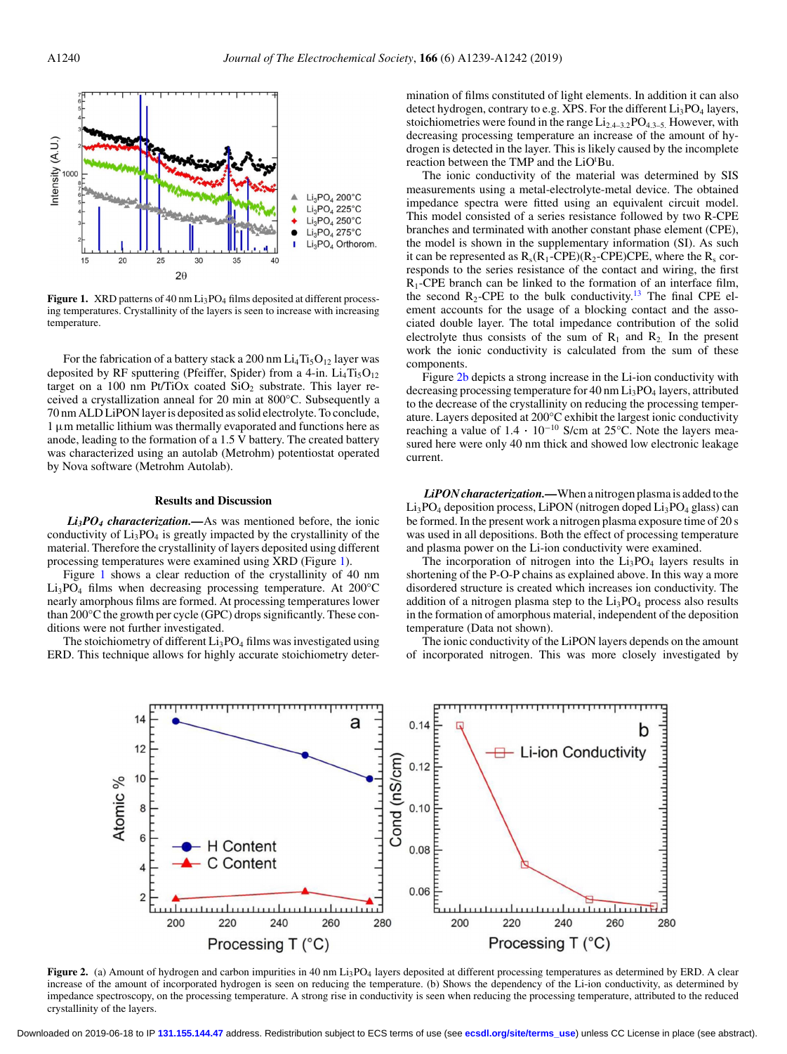**Figure 1.** XRD patterns of 40 nm $Li_3PO_4$ films deposited at different processing temperatures. Crystallinity of the layers is seen to increase with increasing temperature.

For the fabrication of a battery stack a 200 nm $Li_4Ti_5O_{12}$ layer was deposited by RF sputtering (Pfeiffer, Spider) from a 4-in. $Li_4Ti_5O_{12}$ target on a 100 nm Pt/TiOx coated $SiO_2$ substrate. This layer received a crystallization anneal for 20 min at 800°C. Subsequently a 70 nm ALD LiPON layer is deposited as solid electrolyte. To conclude, 1 µm metallic lithium was thermally evaporated and functions here as anode, leading to the formation of a 1.5 V battery. The created battery was characterized using an autolab (Metrohm) potentiostat operated by Nova software (Metrohm Autolab).

## Results and Discussion

***$Li_3PO_4$ characterization.***—As was mentioned before, the ionic conductivity of $Li_3PO_4$ is greatly impacted by the crystallinity of the material. Therefore the crystallinity of layers deposited using different processing temperatures were examined using XRD (Figure 1).

Figure 1 shows a clear reduction of the crystallinity of 40 nm $Li_3PO_4$ films when decreasing processing temperature. At 200°C nearly amorphous films are formed. At processing temperatures lower than 200°C the growth per cycle (GPC) drops significantly. These conditions were not further investigated.

The stoichiometry of different $Li_3PO_4$ films was investigated using ERD. This technique allows for highly accurate stoichiometry determination of films constituted of light elements. In addition it can also detect hydrogen, contrary to e.g. XPS. For the different $Li_3PO_4$ layers, stoichiometries were found in the range $Li_{2.4-3.2}PO_{4.3-5}$. However, with decreasing processing temperature an increase of the amount of hydrogen is detected in the layer. This is likely caused by the incomplete reaction between the TMP and the LiO$^t$Bu.

The ionic conductivity of the material was determined by SIS measurements using a metal-electrolyte-metal device. The obtained impedance spectra were fitted using an equivalent circuit model. This model consisted of a series resistance followed by two R-CPE branches and terminated with another constant phase element (CPE), the model is shown in the supplementary information (SI). As such it can be represented as $R_s(R_1\text{-CPE})(R_2\text{-CPE})CPE$, where the $R_s$ corresponds to the series resistance of the contact and wiring, the first $R_1$-CPE branch can be linked to the formation of an interface film, the second $R_2$-CPE to the bulk conductivity.[13] The final CPE element accounts for the usage of a blocking contact and the associated double layer. The total impedance contribution of the solid electrolyte thus consists of the sum of $R_1$ and $R_2$. In the present work the ionic conductivity is calculated from the sum of these components.

Figure 2b depicts a strong increase in the Li-ion conductivity with decreasing processing temperature for 40 nm $Li_3PO_4$ layers, attributed to the decrease of the crystallinity on reducing the processing temperature. Layers deposited at 200°C exhibit the largest ionic conductivity reaching a value of $1.4 \cdot 10^{-10}$ S/cm at 25°C. Note the layers measured here were only 40 nm thick and showed low electronic leakage current.

***LiPON characterization.***—When a nitrogen plasma is added to the $Li_3PO_4$ deposition process, LiPON (nitrogen doped $Li_3PO_4$ glass) can be formed. In the present work a nitrogen plasma exposure time of 20 s was used in all depositions. Both the effect of processing temperature and plasma power on the Li-ion conductivity were examined.

The incorporation of nitrogen into the $Li_3PO_4$ layers results in shortening of the P-O-P chains as explained above. In this way a more disordered structure is created which increases ion conductivity. The addition of a nitrogen plasma step to the $Li_3PO_4$ process also results in the formation of amorphous material, independent of the deposition temperature (Data not shown).

The ionic conductivity of the LiPON layers depends on the amount of incorporated nitrogen. This was more closely investigated by

**Figure 2.** (a) Amount of hydrogen and carbon impurities in 40 nm $Li_3PO_4$ layers deposited at different processing temperatures as determined by ERD. A clear increase of the amount of incorporated hydrogen is seen on reducing the temperature. (b) Shows the dependency of the Li-ion conductivity, as determined by impedance spectroscopy, on the processing temperature. A strong rise in conductivity is seen when reducing the processing temperature, attributed to the reduced crystallinity of the layers.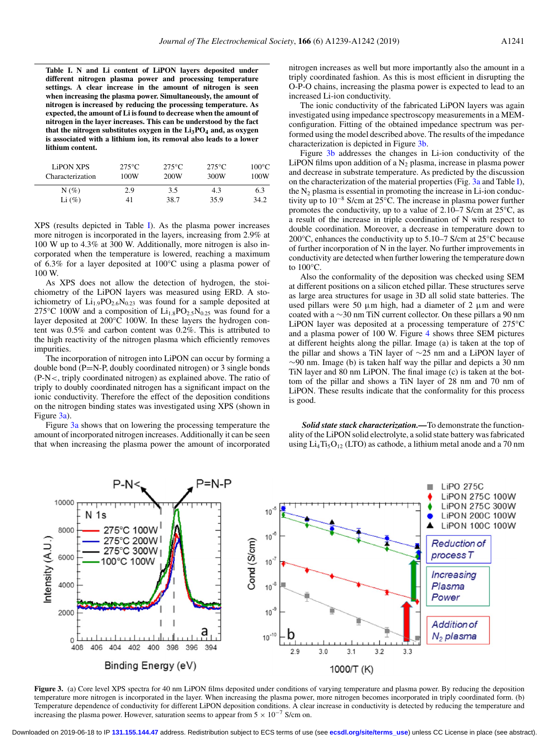**Table I. N and Li content of LiPON layers deposited under different nitrogen plasma power and processing temperature settings. A clear increase in the amount of nitrogen is seen when increasing the plasma power. Simultaneously, the amount of nitrogen is increased by reducing the processing temperature. As expected, the amount of Li is found to decrease when the amount of nitrogen in the layer increases. This can be understood by the fact that the nitrogen substitutes oxygen in the $Li_3PO_4$ and, as oxygen is associated with a lithium ion, its removal also leads to a lower lithium content.**

| LiPON XPS Characterization | 275°C 100W | 275°C 200W | 275°C 300W | 100°C 100W |
|---|---|---|---|---|
| N (%) | 2.9 | 3.5 | 4.3 | 6.3 |
| Li (%) | 41 | 38.7 | 35.9 | 34.2 |

XPS (results depicted in Table I). As the plasma power increases more nitrogen is incorporated in the layers, increasing from 2.9% at 100 W up to 4.3% at 300 W. Additionally, more nitrogen is also incorporated when the temperature is lowered, reaching a maximum of 6.3% for a layer deposited at 100°C using a plasma power of 100 W.

As XPS does not allow the detection of hydrogen, the stoichiometry of the LiPON layers was measured using ERD. A stoichiometry of $Li_{1.9}PO_{2.6}N_{0.23}$ was found for a sample deposited at 275°C 100W and a composition of $Li_{1.8}PO_{2.5}N_{0.25}$ was found for a layer deposited at 200°C 100W. In these layers the hydrogen content was 0.5% and carbon content was 0.2%. This is attributed to the high reactivity of the nitrogen plasma which efficiently removes impurities.

The incorporation of nitrogen into LiPON can occur by forming a double bond (P=N-P, doubly coordinated nitrogen) or 3 single bonds (P-N<, triply coordinated nitrogen) as explained above. The ratio of triply to doubly coordinated nitrogen has a significant impact on the ionic conductivity. Therefore the effect of the deposition conditions on the nitrogen binding states was investigated using XPS (shown in Figure 3a).

Figure 3a shows that on lowering the processing temperature the amount of incorporated nitrogen increases. Additionally it can be seen that when increasing the plasma power the amount of incorporated nitrogen increases as well but more importantly also the amount in a triply coordinated fashion. As this is most efficient in disrupting the O-P-O chains, increasing the plasma power is expected to lead to an increased Li-ion conductivity.

The ionic conductivity of the fabricated LiPON layers was again investigated using impedance spectroscopy measurements in a MEM-configuration. Fitting of the obtained impedance spectrum was performed using the model described above. The results of the impedance characterization is depicted in Figure 3b.

Figure 3b addresses the changes in Li-ion conductivity of the LiPON films upon addition of a $N_2$ plasma, increase in plasma power and decrease in substrate temperature. As predicted by the discussion on the characterization of the material properties (Fig. 3a and Table I), the $N_2$ plasma is essential in promoting the increase in Li-ion conductivity up to $10^{-8}$ S/cm at 25°C. The increase in plasma power further promotes the conductivity, up to a value of 2.10–7 S/cm at 25°C, as a result of the increase in triple coordination of N with respect to double coordination. Moreover, a decrease in temperature down to 200°C, enhances the conductivity up to 5.10–7 S/cm at 25°C because of further incorporation of N in the layer. No further improvements in conductivity are detected when further lowering the temperature down to 100°C.

Also the conformality of the deposition was checked using SEM at different positions on a silicon etched pillar. These structures serve as large area structures for usage in 3D all solid state batteries. The used pillars were 50 µm high, had a diameter of 2 µm and were coated with a ~30 nm TiN current collector. On these pillars a 90 nm LiPON layer was deposited at a processing temperature of 275°C and a plasma power of 100 W. Figure 4 shows three SEM pictures at different heights along the pillar. Image (a) is taken at the top of the pillar and shows a TiN layer of ~25 nm and a LiPON layer of ~90 nm. Image (b) is taken half way the pillar and depicts a 30 nm TiN layer and 80 nm LiPON. The final image (c) is taken at the bottom of the pillar and shows a TiN layer of 28 nm and 70 nm of LiPON. These results indicate that the conformality for this process is good.

***Solid state stack characterization.***—To demonstrate the functionality of the LiPON solid electrolyte, a solid state battery was fabricated using $Li_4Ti_5O_{12}$ (LTO) as cathode, a lithium metal anode and a 70 nm

**Figure 3.** (a) Core level XPS spectra for 40 nm LiPON films deposited under conditions of varying temperature and plasma power. By reducing the deposition temperature more nitrogen is incorporated in the layer. When increasing the plasma power, more nitrogen becomes incorporated in triply coordinated form. (b) Temperature dependence of conductivity for different LiPON deposition conditions. A clear increase in conductivity is detected by reducing the temperature and increasing the plasma power. However, saturation seems to appear from $5 \times 10^{-7}$ S/cm on.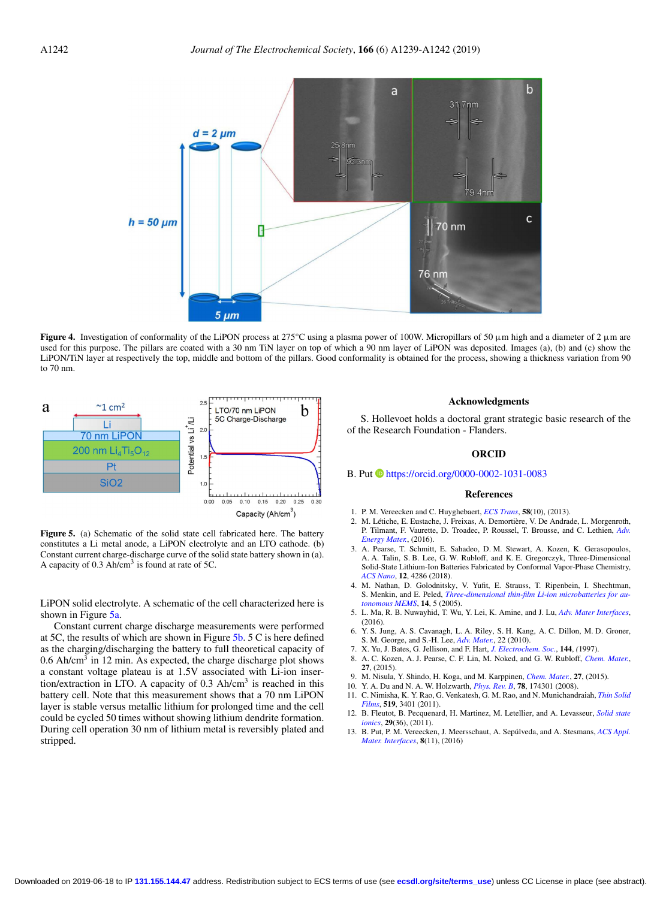d = 2 μm

h = 50 μm

5 μm

a

25.8nm

92.3nm

b

31.7nm

79.4nm

c

70 nm

76 nm

**Figure 4.** Investigation of conformality of the LiPON process at 275°C using a plasma power of 100W. Micropillars of 50 μm high and a diameter of 2 μm are used for this purpose. The pillars are coated with a 30 nm TiN layer on top of which a 90 nm layer of LiPON was deposited. Images (a), (b) and (c) show the LiPON/TiN layer at respectively the top, middle and bottom of the pillars. Good conformality is obtained for the process, showing a thickness variation from 90 to 70 nm.

a

~1 cm$^2$

Li

70 nm LiPON

200 nm $Li_4Ti_5O_{12}$

Pt

SiO2

b

LTO/70 nm LiPON

5C Charge-Discharge

Potential vs Li$^+$/Li

2.5

2.0

1.5

1.0

Capacity (Ah/cm$^3$)

0.00 0.05 0.10 0.15 0.20 0.25 0.30

**Figure 5.** (a) Schematic of the solid state cell fabricated here. The battery constitutes a Li metal anode, a LiPON electrolyte and an LTO cathode. (b) Constant current charge-discharge curve of the solid state battery shown in (a). A capacity of 0.3 Ah/cm$^3$ is found at rate of 5C.

LiPON solid electrolyte. A schematic of the cell characterized here is shown in Figure 5a.

Constant current charge discharge measurements were performed at 5C, the results of which are shown in Figure 5b. 5 C is here defined as the charging/discharging the battery to full theoretical capacity of 0.6 Ah/cm$^3$ in 12 min. As expected, the charge discharge plot shows a constant voltage plateau is at 1.5V associated with Li-ion insertion/extraction in LTO. A capacity of 0.3 Ah/cm$^3$ is reached in this battery cell. Note that this measurement shows that a 70 nm LiPON layer is stable versus metallic lithium for prolonged time and the cell could be cycled 50 times without showing lithium dendrite formation. During cell operation 30 nm of lithium metal is reversibly plated and stripped.

## Acknowledgments

S. Hollevoet holds a doctoral grant strategic basic research of the of the Research Foundation - Flanders.

## ORCID

B. Put https://orcid.org/0000-0002-1031-0083

## References

1. P. M. Vereecken and C. Huyghebaert, *ECS Trans*, **58**(10), (2013).
2. M. Létiche, E. Eustache, J. Freixas, A. Demortière, V. De Andrade, L. Morgenroth, P. Tilmant, F. Vaurette, D. Troadec, P. Roussel, T. Brousse, and C. Lethien, *Adv. Energy Mater.*, (2016).
3. A. Pearse, T. Schmitt, E. Sahadeo, D. M. Stewart, A. Kozen, K. Gerasopoulos, A. A. Talin, S. B. Lee, G. W. Rubloff, and K. E. Gregorczyk, Three-Dimensional Solid-State Lithium-Ion Batteries Fabricated by Conformal Vapor-Phase Chemistry, *ACS Nano*, **12**, 4286 (2018).
4. M. Nathan, D. Golodnitsky, V. Yufit, E. Strauss, T. Ripenbein, I. Shechtman, S. Menkin, and E. Peled, *Three-dimensional thin-film Li-ion microbatteries for autonomous MEMS*, **14**, 5 (2005).
5. L. Ma, R. B. Nuwayhid, T. Wu, Y. Lei, K. Amine, and J. Lu, *Adv. Mater Interfaces*, (2016).
6. Y. S. Jung, A. S. Cavanagh, L. A. Riley, S. H. Kang, A. C. Dillon, M. D. Groner, S. M. George, and S.-H. Lee, *Adv. Mater.*, 22 (2010).
7. X. Yu, J. Bates, G. Jellison, and F. Hart, *J. Electrochem. Soc.*, **144**, (1997).
8. A. C. Kozen, A. J. Pearse, C. F. Lin, M. Noked, and G. W. Rubloff, *Chem. Mater.*, **27**, (2015).
9. M. Nisula, Y. Shindo, H. Koga, and M. Karppinen, *Chem. Mater.*, **27**, (2015).
10. Y. A. Du and N. A. W. Holzwarth, *Phys. Rev. B*, **78**, 174301 (2008).
11. C. Nimisha, K. Y. Rao, G. Venkatesh, G. M. Rao, and N. Munichandraiah, *Thin Solid Films*, **519**, 3401 (2011).
12. B. Fleutot, B. Pecquenard, H. Martinez, M. Letellier, and A. Levasseur, *Solid state ionics*, **29**(36), (2011).
13. B. Put, P. M. Vereecken, J. Meersschaut, A. Sepúlveda, and A. Stesmans, *ACS Appl. Mater. Interfaces*, **8**(11), (2016)